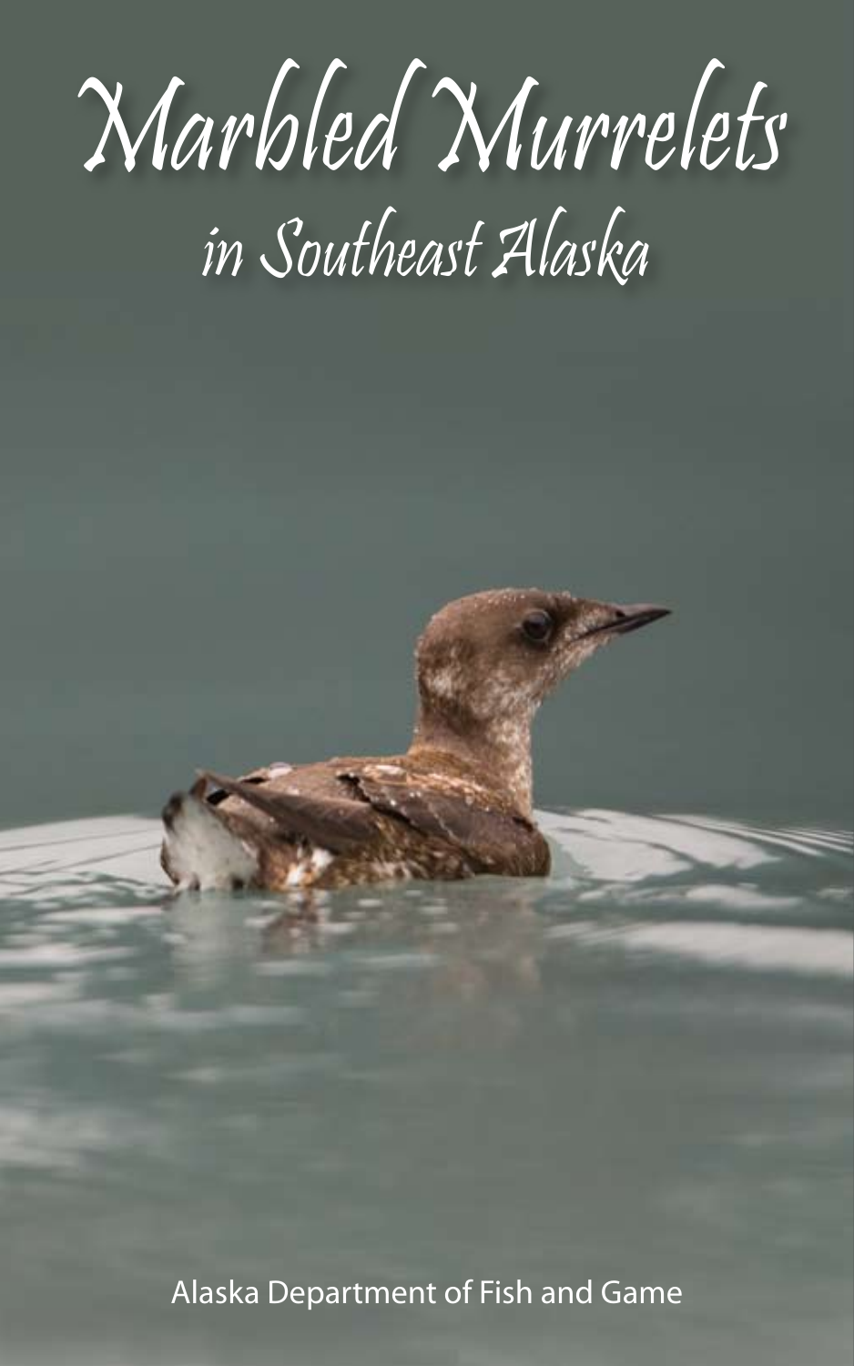# Marbled Murrelets

## in Southeast Alaska

Alaska Department of Fish and Game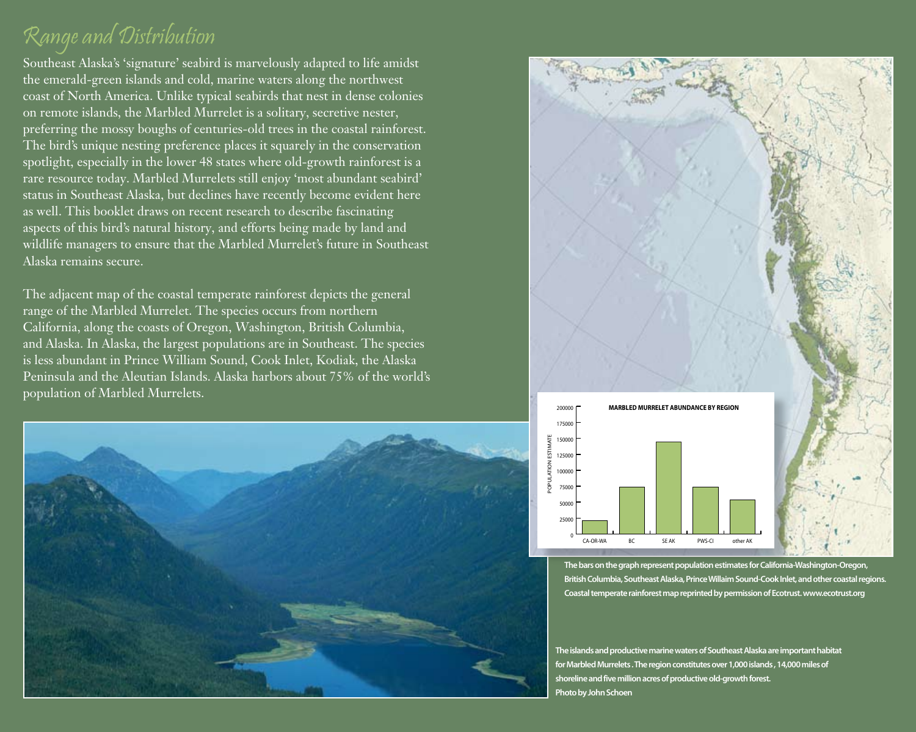# Range and Distribution

Southeast Alaska's 'signature' seabird is marvelously adapted to life amidst the emerald-green islands and cold, marine waters along the northwest coast of North America. Unlike typical seabirds that nest in dense colonies on remote islands, the Marbled Murrelet is a solitary, secretive nester, preferring the mossy boughs of centuries-old trees in the coastal rainforest. The bird's unique nesting preference places it squarely in the conservation spotlight, especially in the lower 48 states where old-growth rainforest is a rare resource today. Marbled Murrelets still enjoy 'most abundant seabird' status in Southeast Alaska, but declines have recently become evident here as well. This booklet draws on recent research to describe fascinating aspects of this bird's natural history, and efforts being made by land and wildlife managers to ensure that the Marbled Murrelet's future in Southeast Alaska remains secure.

The adjacent map of the coastal temperate rainforest depicts the general range of the Marbled Murrelet. The species occurs from northern California, along the coasts of Oregon, Washington, British Columbia, and Alaska. In Alaska, the largest populations are in Southeast. The species is less abundant in Prince William Sound, Cook Inlet, Kodiak, the Alaska Peninsula and the Aleutian Islands. Alaska harbors about 75% of the world's population of Marbled Murrelets.

**MARBLED MURRELET ABUNDANCE BY REGION**

The bars on the graph represent population estimates for California-Washington-Oregon, British Columbia, Southeast Alaska, Prince Willaim Sound-Cook Inlet, and other coastal regions. Coastal temperate rainforest map reprinted by permission of Ecotrust. www.ecotrust.org

The islands and productive marine waters of Southeast Alaska are important habitat for Marbled Murrelets . The region constitutes over 1,000 islands , 14,000 miles of shoreline and five million acres of productive old-growth forest.
Photo by John Schoen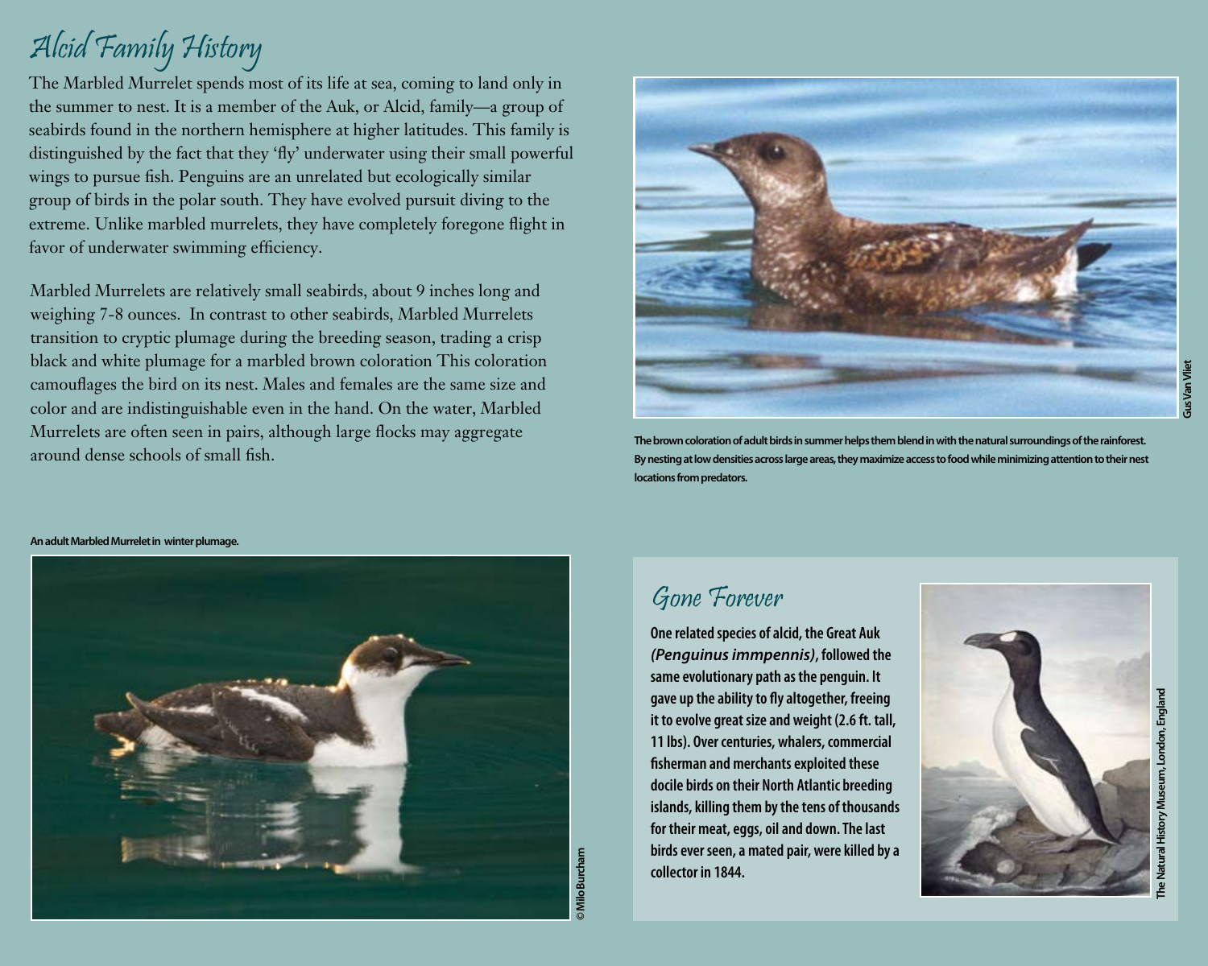# Alcid Family History

The Marbled Murrelet spends most of its life at sea, coming to land only in the summer to nest. It is a member of the Auk, or Alcid, family—a group of seabirds found in the northern hemisphere at higher latitudes. This family is distinguished by the fact that they 'fly' underwater using their small powerful wings to pursue fish. Penguins are an unrelated but ecologically similar group of birds in the polar south. They have evolved pursuit diving to the extreme. Unlike marbled murrelets, they have completely foregone flight in favor of underwater swimming efficiency.

Marbled Murrelets are relatively small seabirds, about 9 inches long and weighing 7-8 ounces. In contrast to other seabirds, Marbled Murrelets transition to cryptic plumage during the breeding season, trading a crisp black and white plumage for a marbled brown coloration This coloration camouflages the bird on its nest. Males and females are the same size and color and are indistinguishable even in the hand. On the water, Marbled Murrelets are often seen in pairs, although large flocks may aggregate around dense schools of small fish.

**The brown coloration of adult birds in summer helps them blend in with the natural surroundings of the rainforest. By nesting at low densities across large areas, they maximize access to food while minimizing attention to their nest locations from predators.**

Gus Van Vliet

**An adult Marbled Murrelet in winter plumage.**

© Milo Burcham

## Gone Forever

**One related species of alcid, the Great Auk *(Penguinus immpennis)*, followed the same evolutionary path as the penguin. It gave up the ability to fly altogether, freeing it to evolve great size and weight (2.6 ft. tall, 11 lbs). Over centuries, whalers, commercial fisherman and merchants exploited these docile birds on their North Atlantic breeding islands, killing them by the tens of thousands for their meat, eggs, oil and down. The last birds ever seen, a mated pair, were killed by a collector in 1844.**

The Natural History Museum, London, England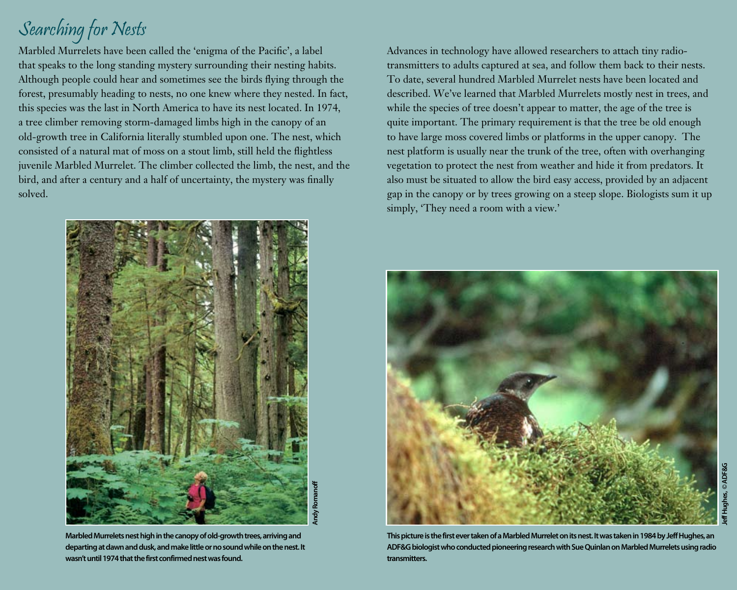# Searching for Nests

Marbled Murrelets have been called the 'enigma of the Pacific', a label that speaks to the long standing mystery surrounding their nesting habits. Although people could hear and sometimes see the birds flying through the forest, presumably heading to nests, no one knew where they nested. In fact, this species was the last in North America to have its nest located. In 1974, a tree climber removing storm-damaged limbs high in the canopy of an old-growth tree in California literally stumbled upon one. The nest, which consisted of a natural mat of moss on a stout limb, still held the flightless juvenile Marbled Murrelet. The climber collected the limb, the nest, and the bird, and after a century and a half of uncertainty, the mystery was finally solved.

Advances in technology have allowed researchers to attach tiny radio-transmitters to adults captured at sea, and follow them back to their nests. To date, several hundred Marbled Murrelet nests have been located and described. We've learned that Marbled Murrelets mostly nest in trees, and while the species of tree doesn't appear to matter, the age of the tree is quite important. The primary requirement is that the tree be old enough to have large moss covered limbs or platforms in the upper canopy. The nest platform is usually near the trunk of the tree, often with overhanging vegetation to protect the nest from weather and hide it from predators. It also must be situated to allow the bird easy access, provided by an adjacent gap in the canopy or by trees growing on a steep slope. Biologists sum it up simply, 'They need a room with a view.'

Andy Romanoff

**Marbled Murrelets nest high in the canopy of old-growth trees, arriving and departing at dawn and dusk, and make little or no sound while on the nest. It wasn't until 1974 that the first confirmed nest was found.**

Jeff Hughes, © ADF&G

**This picture is the first ever taken of a Marbled Murrelet on its nest. It was taken in 1984 by Jeff Hughes, an ADF&G biologist who conducted pioneering research with Sue Quinlan on Marbled Murrelets using radio transmitters.**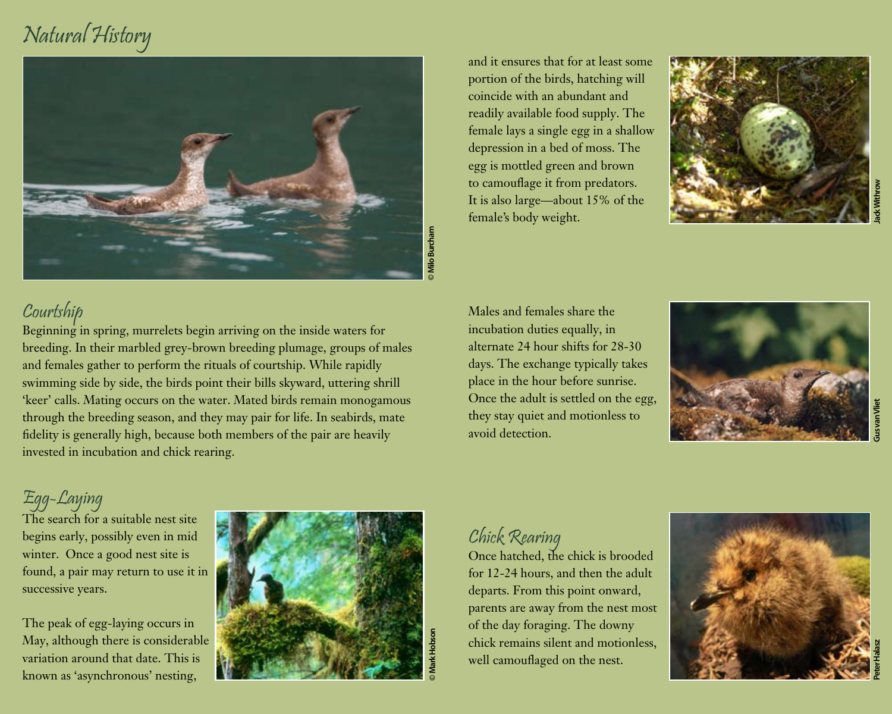# Natural History

## Courtship

Beginning in spring, murrelets begin arriving on the inside waters for breeding. In their marbled grey-brown breeding plumage, groups of males and females gather to perform the rituals of courtship. While rapidly swimming side by side, the birds point their bills skyward, uttering shrill 'keer' calls. Mating occurs on the water. Mated birds remain monogamous through the breeding season, and they may pair for life. In seabirds, mate fidelity is generally high, because both members of the pair are heavily invested in incubation and chick rearing.

## Egg-Laying

The search for a suitable nest site begins early, possibly even in mid winter. Once a good nest site is found, a pair may return to use it in successive years.

The peak of egg-laying occurs in May, although there is considerable variation around that date. This is known as 'asynchronous' nesting, and it ensures that for at least some portion of the birds, hatching will coincide with an abundant and readily available food supply. The female lays a single egg in a shallow depression in a bed of moss. The egg is mottled green and brown to camouflage it from predators. It is also large—about 15% of the female's body weight.

Males and females share the incubation duties equally, in alternate 24 hour shifts for 28-30 days. The exchange typically takes place in the hour before sunrise. Once the adult is settled on the egg, they stay quiet and motionless to avoid detection.

## Chick Rearing

Once hatched, the chick is brooded for 12-24 hours, and then the adult departs. From this point onward, parents are away from the nest most of the day foraging. The downy chick remains silent and motionless, well camouflaged on the nest.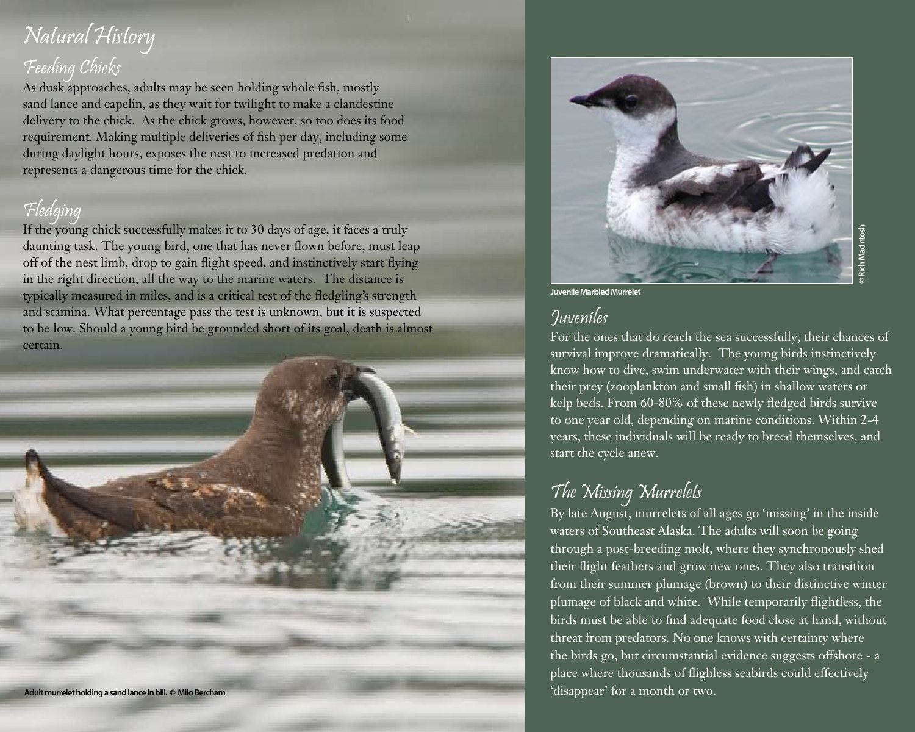# Natural History

## Feeding Chicks

As dusk approaches, adults may be seen holding whole fish, mostly sand lance and capelin, as they wait for twilight to make a clandestine delivery to the chick. As the chick grows, however, so too does its food requirement. Making multiple deliveries of fish per day, including some during daylight hours, exposes the nest to increased predation and represents a dangerous time for the chick.

## Fledging

If the young chick successfully makes it to 30 days of age, it faces a truly daunting task. The young bird, one that has never flown before, must leap off of the nest limb, drop to gain flight speed, and instinctively start flying in the right direction, all the way to the marine waters. The distance is typically measured in miles, and is a critical test of the fledgling's strength and stamina. What percentage pass the test is unknown, but it is suspected to be low. Should a young bird be grounded short of its goal, death is almost certain.

Adult murrelet holding a sand lance in bill. © Milo Bercham

Juvenile Marbled Murrelet

© Rich MacIntosh

## Juveniles

For the ones that do reach the sea successfully, their chances of survival improve dramatically. The young birds instinctively know how to dive, swim underwater with their wings, and catch their prey (zooplankton and small fish) in shallow waters or kelp beds. From 60-80% of these newly fledged birds survive to one year old, depending on marine conditions. Within 2-4 years, these individuals will be ready to breed themselves, and start the cycle anew.

## The Missing Murrelets

By late August, murrelets of all ages go 'missing' in the inside waters of Southeast Alaska. The adults will soon be going through a post-breeding molt, where they synchronously shed their flight feathers and grow new ones. They also transition from their summer plumage (brown) to their distinctive winter plumage of black and white. While temporarily flightless, the birds must be able to find adequate food close at hand, without threat from predators. No one knows with certainty where the birds go, but circumstantial evidence suggests offshore - a place where thousands of flighless seabirds could effectively 'disappear' for a month or two.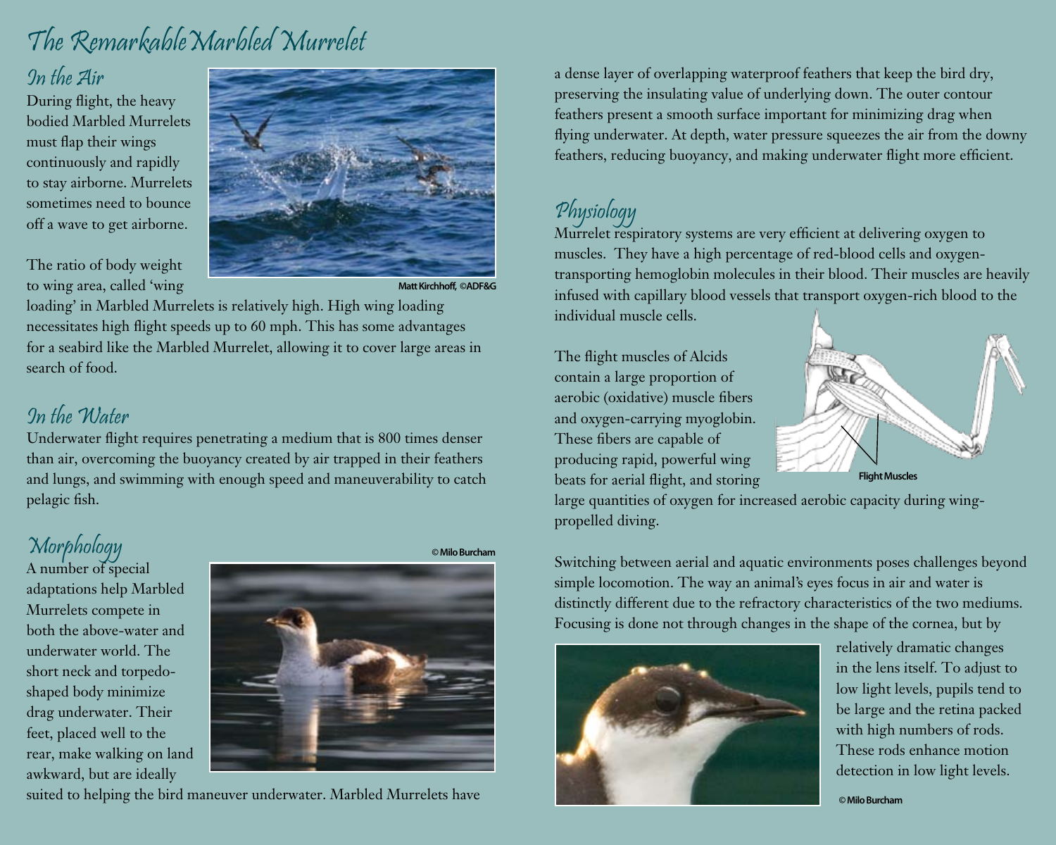# The Remarkable Marbled Murrelet

## In the Air

During flight, the heavy bodied Marbled Murrelets must flap their wings continuously and rapidly to stay airborne. Murrelets sometimes need to bounce off a wave to get airborne.

The ratio of body weight to wing area, called 'wing loading' in Marbled Murrelets is relatively high. High wing loading necessitates high flight speeds up to 60 mph. This has some advantages for a seabird like the Marbled Murrelet, allowing it to cover large areas in search of food.

Matt Kirchhoff, ©ADF&G

## In the Water

Underwater flight requires penetrating a medium that is 800 times denser than air, overcoming the buoyancy created by air trapped in their feathers and lungs, and swimming with enough speed and maneuverability to catch pelagic fish.

## Morphology

A number of special adaptations help Marbled Murrelets compete in both the above-water and underwater world. The short neck and torpedo-shaped body minimize drag underwater. Their feet, placed well to the rear, make walking on land awkward, but are ideally suited to helping the bird maneuver underwater. Marbled Murrelets have a dense layer of overlapping waterproof feathers that keep the bird dry, preserving the insulating value of underlying down. The outer contour feathers present a smooth surface important for minimizing drag when flying underwater. At depth, water pressure squeezes the air from the downy feathers, reducing buoyancy, and making underwater flight more efficient.

© Milo Burcham

## Physiology

Murrelet respiratory systems are very efficient at delivering oxygen to muscles. They have a high percentage of red-blood cells and oxygen-transporting hemoglobin molecules in their blood. Their muscles are heavily infused with capillary blood vessels that transport oxygen-rich blood to the individual muscle cells.

The flight muscles of Alcids contain a large proportion of aerobic (oxidative) muscle fibers and oxygen-carrying myoglobin. These fibers are capable of producing rapid, powerful wing beats for aerial flight, and storing large quantities of oxygen for increased aerobic capacity during wing-propelled diving.

Flight Muscles

Switching between aerial and aquatic environments poses challenges beyond simple locomotion. The way an animal's eyes focus in air and water is distinctly different due to the refractory characteristics of the two mediums. Focusing is done not through changes in the shape of the cornea, but by relatively dramatic changes in the lens itself. To adjust to low light levels, pupils tend to be large and the retina packed with high numbers of rods. These rods enhance motion detection in low light levels.

© Milo Burcham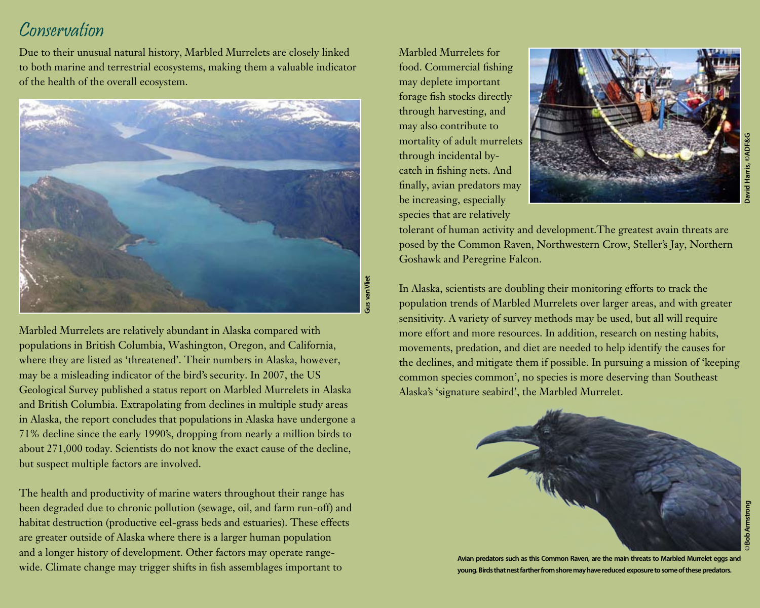# Conservation

Due to their unusual natural history, Marbled Murrelets are closely linked to both marine and terrestrial ecosystems, making them a valuable indicator of the health of the overall ecosystem.

Gus van Vliet

Marbled Murrelets are relatively abundant in Alaska compared with populations in British Columbia, Washington, Oregon, and California, where they are listed as 'threatened'. Their numbers in Alaska, however, may be a misleading indicator of the bird's security. In 2007, the US Geological Survey published a status report on Marbled Murrelets in Alaska and British Columbia. Extrapolating from declines in multiple study areas in Alaska, the report concludes that populations in Alaska have undergone a 71% decline since the early 1990's, dropping from nearly a million birds to about 271,000 today. Scientists do not know the exact cause of the decline, but suspect multiple factors are involved.

The health and productivity of marine waters throughout their range has been degraded due to chronic pollution (sewage, oil, and farm run-off) and habitat destruction (productive eel-grass beds and estuaries). These effects are greater outside of Alaska where there is a larger human population and a longer history of development. Other factors may operate range-wide. Climate change may trigger shifts in fish assemblages important to Marbled Murrelets for food. Commercial fishing may deplete important forage fish stocks directly through harvesting, and may also contribute to mortality of adult murrelets through incidental by-catch in fishing nets. And finally, avian predators may be increasing, especially species that are relatively tolerant of human activity and development.The greatest avain threats are posed by the Common Raven, Northwestern Crow, Steller's Jay, Northern Goshawk and Peregrine Falcon.

David Harris, ©ADF&G

In Alaska, scientists are doubling their monitoring efforts to track the population trends of Marbled Murrelets over larger areas, and with greater sensitivity. A variety of survey methods may be used, but all will require more effort and more resources. In addition, research on nesting habits, movements, predation, and diet are needed to help identify the causes for the declines, and mitigate them if possible. In pursuing a mission of 'keeping common species common', no species is more deserving than Southeast Alaska's 'signature seabird', the Marbled Murrelet.

© Bob Armstrong

**Avian predators such as this Common Raven, are the main threats to Marbled Murrelet eggs and young. Birds that nest farther from shore may have reduced exposure to some of these predators.**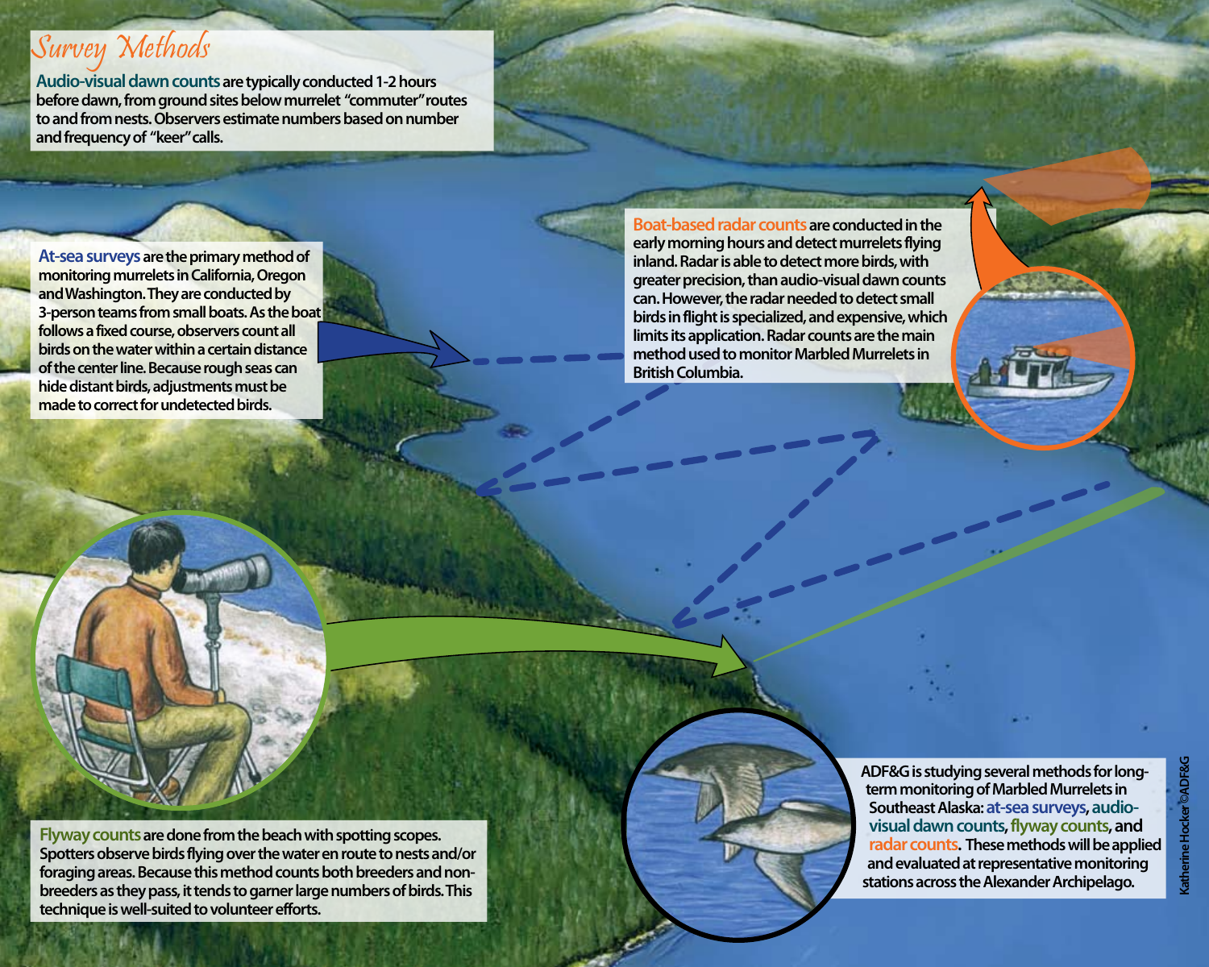# Survey Methods

**Audio-visual dawn counts** are typically conducted 1-2 hours before dawn, from ground sites below murrelet "commuter" routes to and from nests. Observers estimate numbers based on number and frequency of "keer" calls.

**At-sea surveys** are the primary method of monitoring murrelets in California, Oregon and Washington. They are conducted by 3-person teams from small boats. As the boat follows a fixed course, observers count all birds on the water within a certain distance of the center line. Because rough seas can hide distant birds, adjustments must be made to correct for undetected birds.

**Boat-based radar counts** are conducted in the early morning hours and detect murrelets flying inland. Radar is able to detect more birds, with greater precision, than audio-visual dawn counts can. However, the radar needed to detect small birds in flight is specialized, and expensive, which limits its application. Radar counts are the main method used to monitor Marbled Murrelets in British Columbia.

**Flyway counts** are done from the beach with spotting scopes. Spotters observe birds flying over the water en route to nests and/or foraging areas. Because this method counts both breeders and non-breeders as they pass, it tends to garner large numbers of birds. This technique is well-suited to volunteer efforts.

ADF&G is studying several methods for long-term monitoring of Marbled Murrelets in Southeast Alaska: **at-sea surveys**, **audio-visual dawn counts**, **flyway counts**, and **radar counts**. These methods will be applied and evaluated at representative monitoring stations across the Alexander Archipelago.

Katherine Hocker ©ADF&G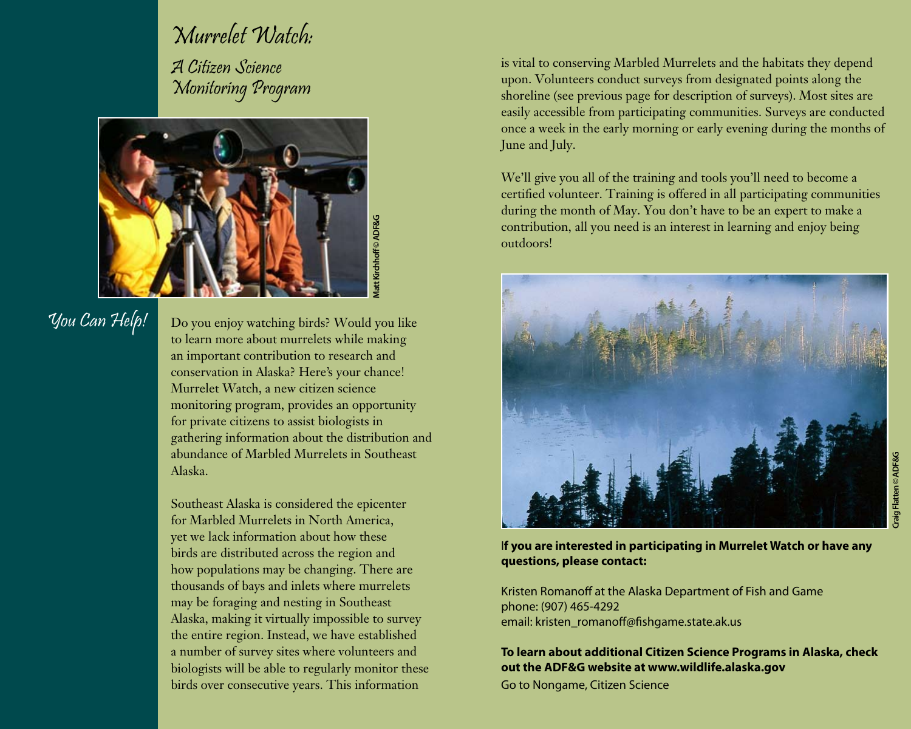# Murrelet Watch:

## A Citizen Science Monitoring Program

Matt Kirchhoff © ADF&G

## You Can Help!

Do you enjoy watching birds? Would you like to learn more about murrelets while making an important contribution to research and conservation in Alaska? Here's your chance! Murrelet Watch, a new citizen science monitoring program, provides an opportunity for private citizens to assist biologists in gathering information about the distribution and abundance of Marbled Murrelets in Southeast Alaska.

Southeast Alaska is considered the epicenter for Marbled Murrelets in North America, yet we lack information about how these birds are distributed across the region and how populations may be changing. There are thousands of bays and inlets where murrelets may be foraging and nesting in Southeast Alaska, making it virtually impossible to survey the entire region. Instead, we have established a number of survey sites where volunteers and biologists will be able to regularly monitor these birds over consecutive years. This information is vital to conserving Marbled Murrelets and the habitats they depend upon. Volunteers conduct surveys from designated points along the shoreline (see previous page for description of surveys). Most sites are easily accessible from participating communities. Surveys are conducted once a week in the early morning or early evening during the months of June and July.

We'll give you all of the training and tools you'll need to become a certified volunteer. Training is offered in all participating communities during the month of May. You don't have to be an expert to make a contribution, all you need is an interest in learning and enjoy being outdoors!

Craig Flatten © ADF&G

**If you are interested in participating in Murrelet Watch or have any questions, please contact:**

Kristen Romanoff at the Alaska Department of Fish and Game
phone: (907) 465-4292
email: kristen_romanoff@fishgame.state.ak.us

**To learn about additional Citizen Science Programs in Alaska, check out the ADF&G website at www.wildlife.alaska.gov**
Go to Nongame, Citizen Science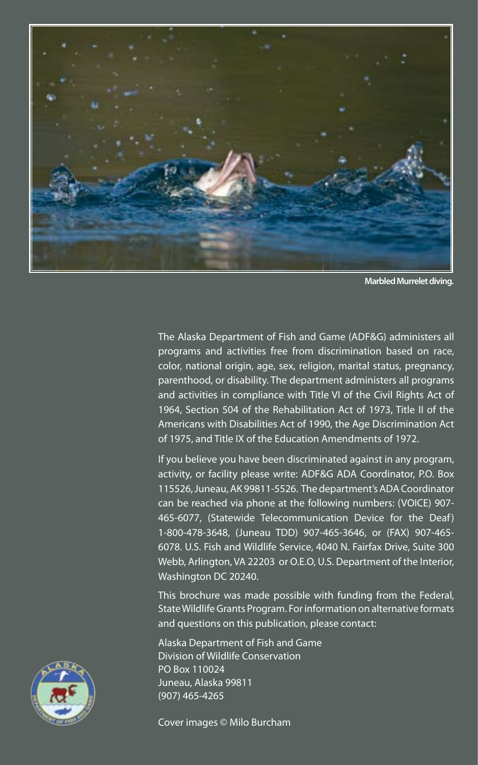Marbled Murrelet diving.

The Alaska Department of Fish and Game (ADF&G) administers all programs and activities free from discrimination based on race, color, national origin, age, sex, religion, marital status, pregnancy, parenthood, or disability. The department administers all programs and activities in compliance with Title VI of the Civil Rights Act of 1964, Section 504 of the Rehabilitation Act of 1973, Title II of the Americans with Disabilities Act of 1990, the Age Discrimination Act of 1975, and Title IX of the Education Amendments of 1972.

If you believe you have been discriminated against in any program, activity, or facility please write: ADF&G ADA Coordinator, P.O. Box 115526, Juneau, AK 99811-5526. The department's ADA Coordinator can be reached via phone at the following numbers: (VOICE) 907-465-6077, (Statewide Telecommunication Device for the Deaf) 1-800-478-3648, (Juneau TDD) 907-465-3646, or (FAX) 907-465-6078. U.S. Fish and Wildlife Service, 4040 N. Fairfax Drive, Suite 300 Webb, Arlington, VA 22203 or O.E.O, U.S. Department of the Interior, Washington DC 20240.

This brochure was made possible with funding from the Federal, State Wildlife Grants Program. For information on alternative formats and questions on this publication, please contact:

Alaska Department of Fish and Game
Division of Wildlife Conservation
PO Box 110024
Juneau, Alaska 99811
(907) 465-4265

Cover images © Milo Burcham